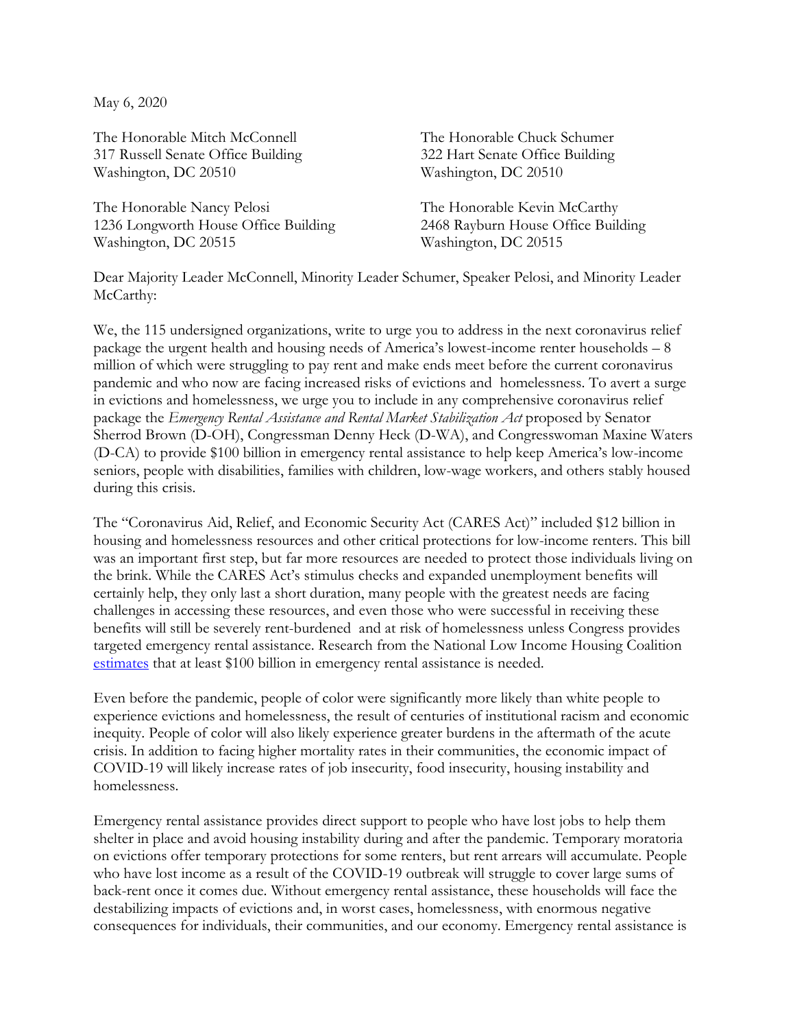May 6, 2020

The Honorable Mitch McConnell
317 Russell Senate Office Building
Washington, DC 20510

The Honorable Chuck Schumer
322 Hart Senate Office Building
Washington, DC 20510

The Honorable Nancy Pelosi
1236 Longworth House Office Building
Washington, DC 20515

The Honorable Kevin McCarthy
2468 Rayburn House Office Building
Washington, DC 20515

Dear Majority Leader McConnell, Minority Leader Schumer, Speaker Pelosi, and Minority Leader McCarthy:

We, the 115 undersigned organizations, write to urge you to address in the next coronavirus relief package the urgent health and housing needs of America's lowest-income renter households – 8 million of which were struggling to pay rent and make ends meet before the current coronavirus pandemic and who now are facing increased risks of evictions and homelessness. To avert a surge in evictions and homelessness, we urge you to include in any comprehensive coronavirus relief package the *Emergency Rental Assistance and Rental Market Stabilization Act* proposed by Senator Sherrod Brown (D-OH), Congressman Denny Heck (D-WA), and Congresswoman Maxine Waters (D-CA) to provide $100 billion in emergency rental assistance to help keep America's low-income seniors, people with disabilities, families with children, low-wage workers, and others stably housed during this crisis.

The "Coronavirus Aid, Relief, and Economic Security Act (CARES Act)" included $12 billion in housing and homelessness resources and other critical protections for low-income renters. This bill was an important first step, but far more resources are needed to protect those individuals living on the brink. While the CARES Act's stimulus checks and expanded unemployment benefits will certainly help, they only last a short duration, many people with the greatest needs are facing challenges in accessing these resources, and even those who were successful in receiving these benefits will still be severely rent-burdened and at risk of homelessness unless Congress provides targeted emergency rental assistance. Research from the National Low Income Housing Coalition estimates that at least $100 billion in emergency rental assistance is needed.

Even before the pandemic, people of color were significantly more likely than white people to experience evictions and homelessness, the result of centuries of institutional racism and economic inequity. People of color will also likely experience greater burdens in the aftermath of the acute crisis. In addition to facing higher mortality rates in their communities, the economic impact of COVID-19 will likely increase rates of job insecurity, food insecurity, housing instability and homelessness.

Emergency rental assistance provides direct support to people who have lost jobs to help them shelter in place and avoid housing instability during and after the pandemic. Temporary moratoria on evictions offer temporary protections for some renters, but rent arrears will accumulate. People who have lost income as a result of the COVID-19 outbreak will struggle to cover large sums of back-rent once it comes due. Without emergency rental assistance, these households will face the destabilizing impacts of evictions and, in worst cases, homelessness, with enormous negative consequences for individuals, their communities, and our economy. Emergency rental assistance is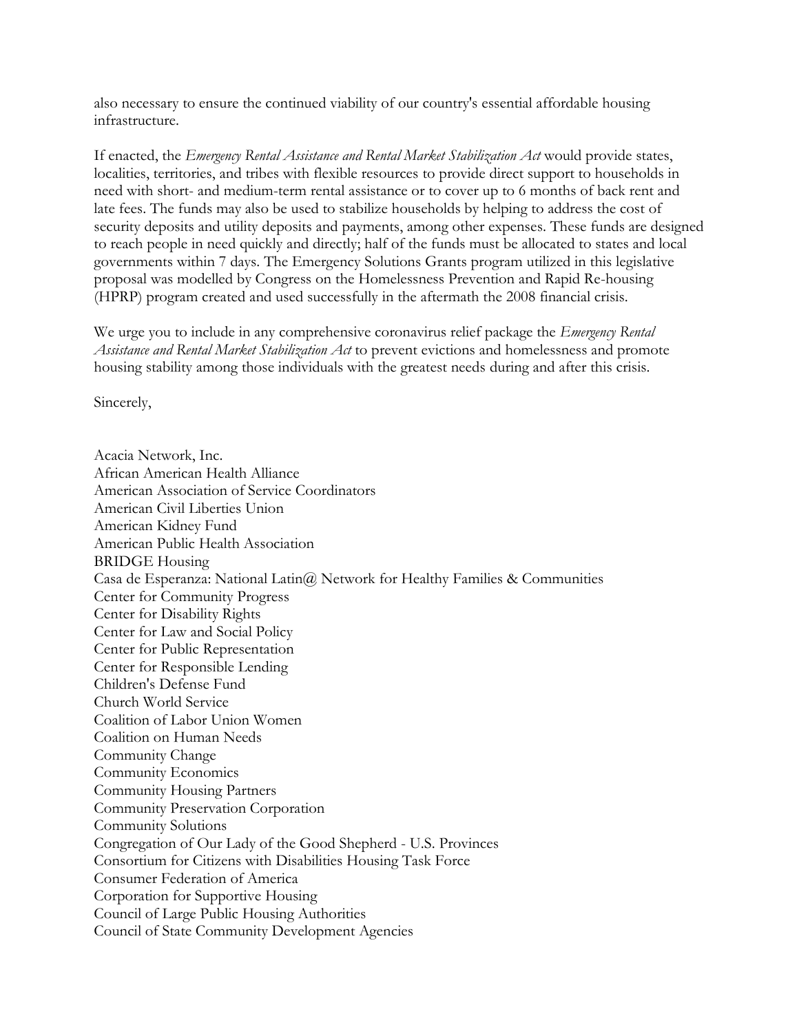also necessary to ensure the continued viability of our country's essential affordable housing infrastructure.

If enacted, the *Emergency Rental Assistance and Rental Market Stabilization Act* would provide states, localities, territories, and tribes with flexible resources to provide direct support to households in need with short- and medium-term rental assistance or to cover up to 6 months of back rent and late fees. The funds may also be used to stabilize households by helping to address the cost of security deposits and utility deposits and payments, among other expenses. These funds are designed to reach people in need quickly and directly; half of the funds must be allocated to states and local governments within 7 days. The Emergency Solutions Grants program utilized in this legislative proposal was modelled by Congress on the Homelessness Prevention and Rapid Re-housing (HPRP) program created and used successfully in the aftermath the 2008 financial crisis.

We urge you to include in any comprehensive coronavirus relief package the *Emergency Rental Assistance and Rental Market Stabilization Act* to prevent evictions and homelessness and promote housing stability among those individuals with the greatest needs during and after this crisis.

Sincerely,

Acacia Network, Inc.
African American Health Alliance
American Association of Service Coordinators
American Civil Liberties Union
American Kidney Fund
American Public Health Association
BRIDGE Housing
Casa de Esperanza: National Latin@ Network for Healthy Families & Communities
Center for Community Progress
Center for Disability Rights
Center for Law and Social Policy
Center for Public Representation
Center for Responsible Lending
Children's Defense Fund
Church World Service
Coalition of Labor Union Women
Coalition on Human Needs
Community Change
Community Economics
Community Housing Partners
Community Preservation Corporation
Community Solutions
Congregation of Our Lady of the Good Shepherd - U.S. Provinces
Consortium for Citizens with Disabilities Housing Task Force
Consumer Federation of America
Corporation for Supportive Housing
Council of Large Public Housing Authorities
Council of State Community Development Agencies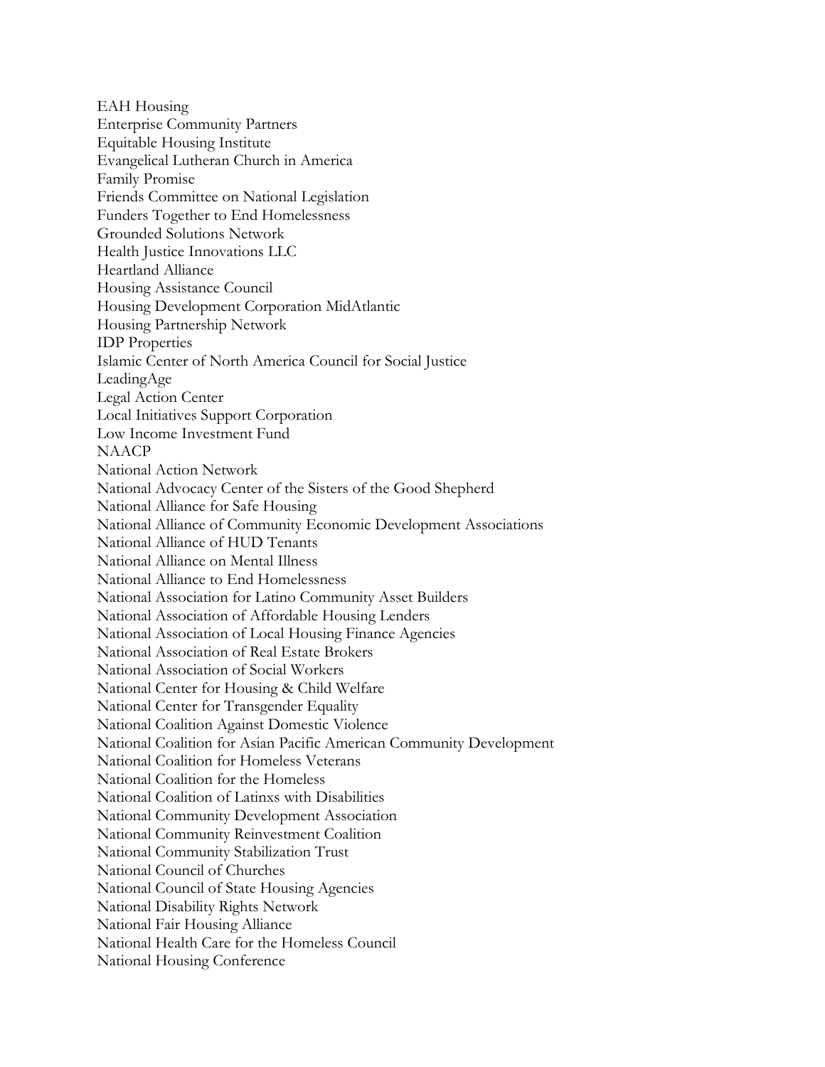EAH Housing
Enterprise Community Partners
Equitable Housing Institute
Evangelical Lutheran Church in America
Family Promise
Friends Committee on National Legislation
Funders Together to End Homelessness
Grounded Solutions Network
Health Justice Innovations LLC
Heartland Alliance
Housing Assistance Council
Housing Development Corporation MidAtlantic
Housing Partnership Network
IDP Properties
Islamic Center of North America Council for Social Justice
LeadingAge
Legal Action Center
Local Initiatives Support Corporation
Low Income Investment Fund
NAACP
National Action Network
National Advocacy Center of the Sisters of the Good Shepherd
National Alliance for Safe Housing
National Alliance of Community Economic Development Associations
National Alliance of HUD Tenants
National Alliance on Mental Illness
National Alliance to End Homelessness
National Association for Latino Community Asset Builders
National Association of Affordable Housing Lenders
National Association of Local Housing Finance Agencies
National Association of Real Estate Brokers
National Association of Social Workers
National Center for Housing & Child Welfare
National Center for Transgender Equality
National Coalition Against Domestic Violence
National Coalition for Asian Pacific American Community Development
National Coalition for Homeless Veterans
National Coalition for the Homeless
National Coalition of Latinxs with Disabilities
National Community Development Association
National Community Reinvestment Coalition
National Community Stabilization Trust
National Council of Churches
National Council of State Housing Agencies
National Disability Rights Network
National Fair Housing Alliance
National Health Care for the Homeless Council
National Housing Conference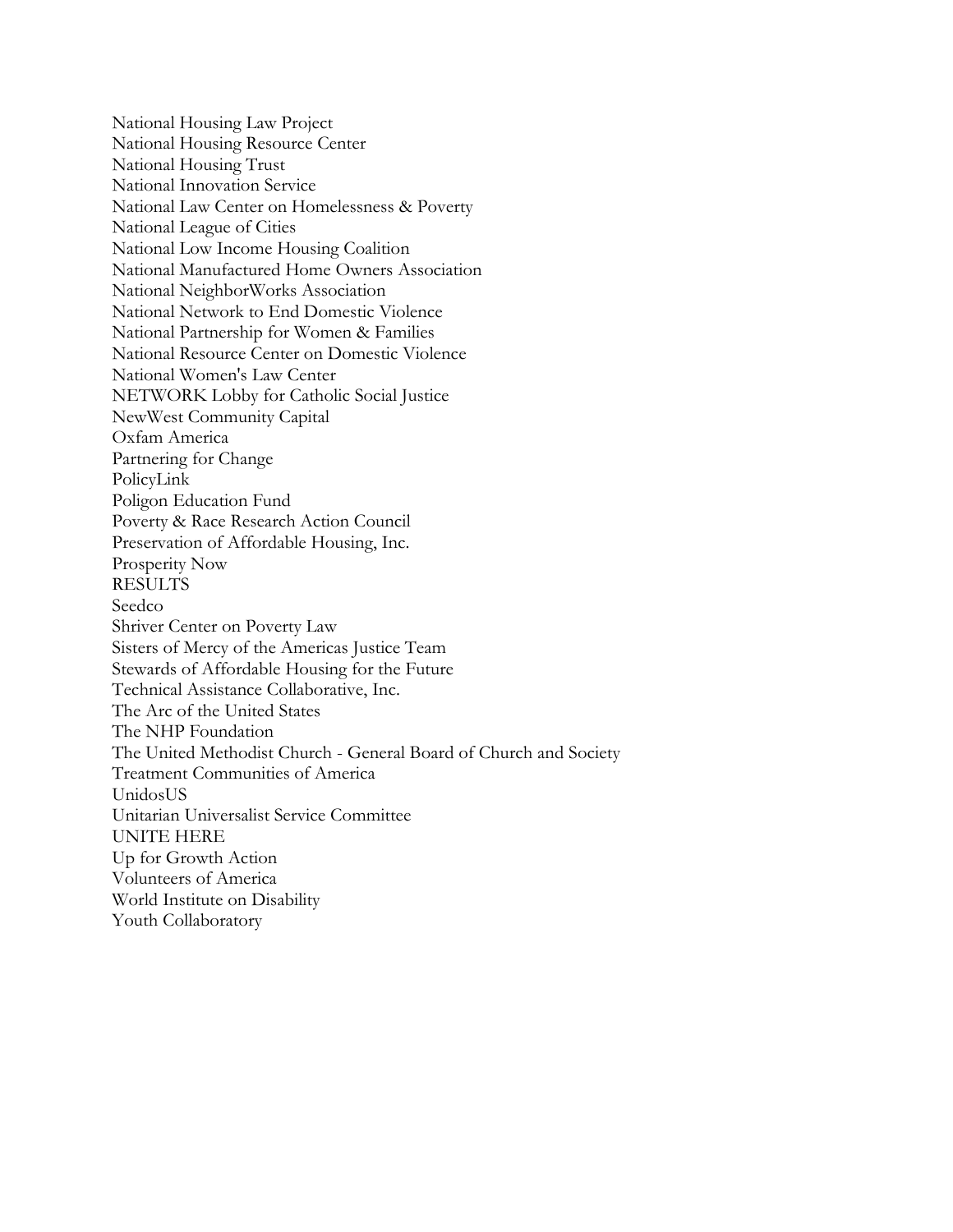National Housing Law Project
National Housing Resource Center
National Housing Trust
National Innovation Service
National Law Center on Homelessness & Poverty
National League of Cities
National Low Income Housing Coalition
National Manufactured Home Owners Association
National NeighborWorks Association
National Network to End Domestic Violence
National Partnership for Women & Families
National Resource Center on Domestic Violence
National Women's Law Center
NETWORK Lobby for Catholic Social Justice
NewWest Community Capital
Oxfam America
Partnering for Change
PolicyLink
Poligon Education Fund
Poverty & Race Research Action Council
Preservation of Affordable Housing, Inc.
Prosperity Now
RESULTS
Seedco
Shriver Center on Poverty Law
Sisters of Mercy of the Americas Justice Team
Stewards of Affordable Housing for the Future
Technical Assistance Collaborative, Inc.
The Arc of the United States
The NHP Foundation
The United Methodist Church - General Board of Church and Society
Treatment Communities of America
UnidosUS
Unitarian Universalist Service Committee
UNITE HERE
Up for Growth Action
Volunteers of America
World Institute on Disability
Youth Collaboratory